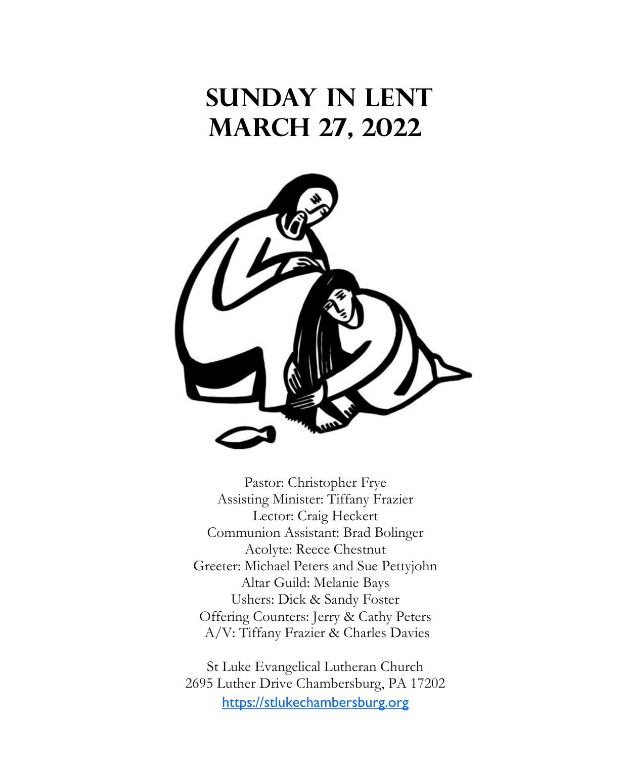# SUNDAY IN LENT
# MARCH 27, 2022

Pastor: Christopher Frye
Assisting Minister: Tiffany Frazier
Lector: Craig Heckert
Communion Assistant: Brad Bolinger
Acolyte: Reece Chestnut
Greeter: Michael Peters and Sue Pettyjohn
Altar Guild: Melanie Bays
Ushers: Dick & Sandy Foster
Offering Counters: Jerry & Cathy Peters
A/V: Tiffany Frazier & Charles Davies

St Luke Evangelical Lutheran Church
2695 Luther Drive Chambersburg, PA 17202
https://stlukechambersburg.org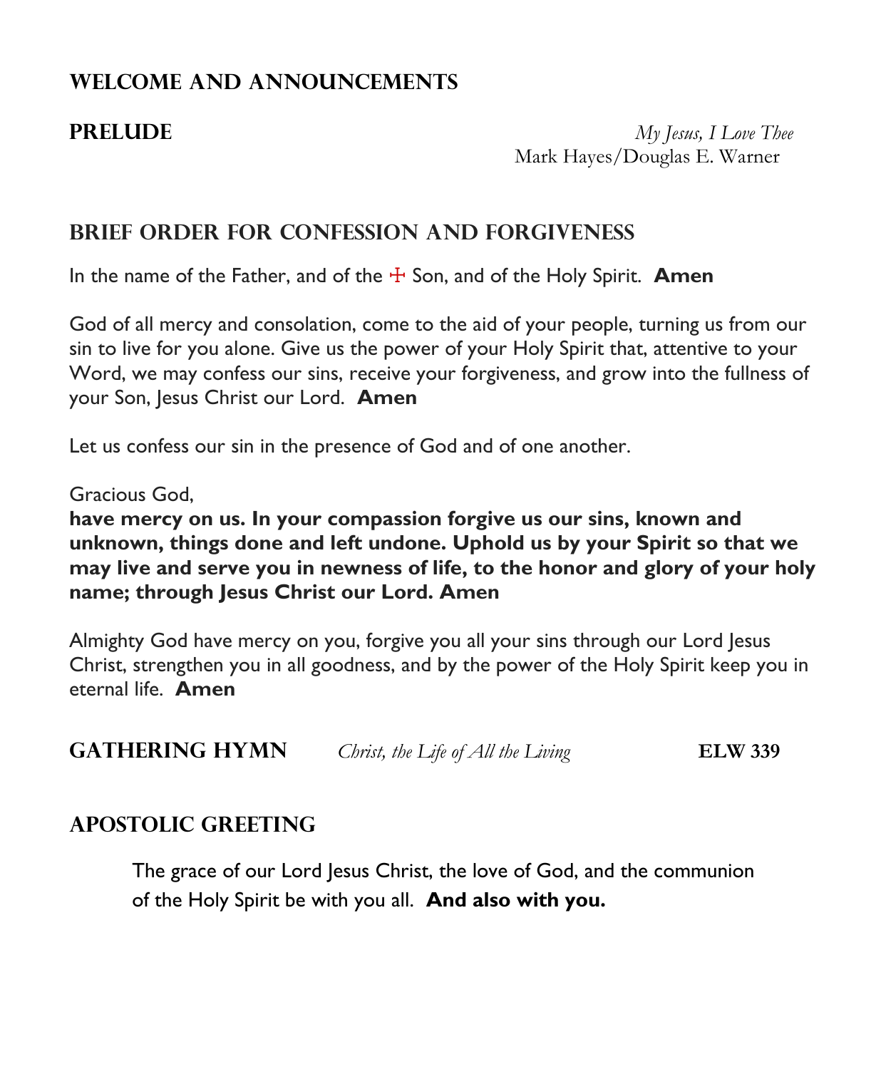## Welcome and Announcements

## Prelude

*My Jesus, I Love Thee*
Mark Hayes/Douglas E. Warner

## Brief Order for Confession and Forgiveness

In the name of the Father, and of the ☩ Son, and of the Holy Spirit. **Amen**

God of all mercy and consolation, come to the aid of your people, turning us from our sin to live for you alone. Give us the power of your Holy Spirit that, attentive to your Word, we may confess our sins, receive your forgiveness, and grow into the fullness of your Son, Jesus Christ our Lord. **Amen**

Let us confess our sin in the presence of God and of one another.

Gracious God,
**have mercy on us. In your compassion forgive us our sins, known and unknown, things done and left undone. Uphold us by your Spirit so that we may live and serve you in newness of life, to the honor and glory of your holy name; through Jesus Christ our Lord. Amen**

Almighty God have mercy on you, forgive you all your sins through our Lord Jesus Christ, strengthen you in all goodness, and by the power of the Holy Spirit keep you in eternal life. **Amen**

## Gathering Hymn

*Christ, the Life of All the Living* **ELW 339**

## Apostolic Greeting

The grace of our Lord Jesus Christ, the love of God, and the communion of the Holy Spirit be with you all. **And also with you.**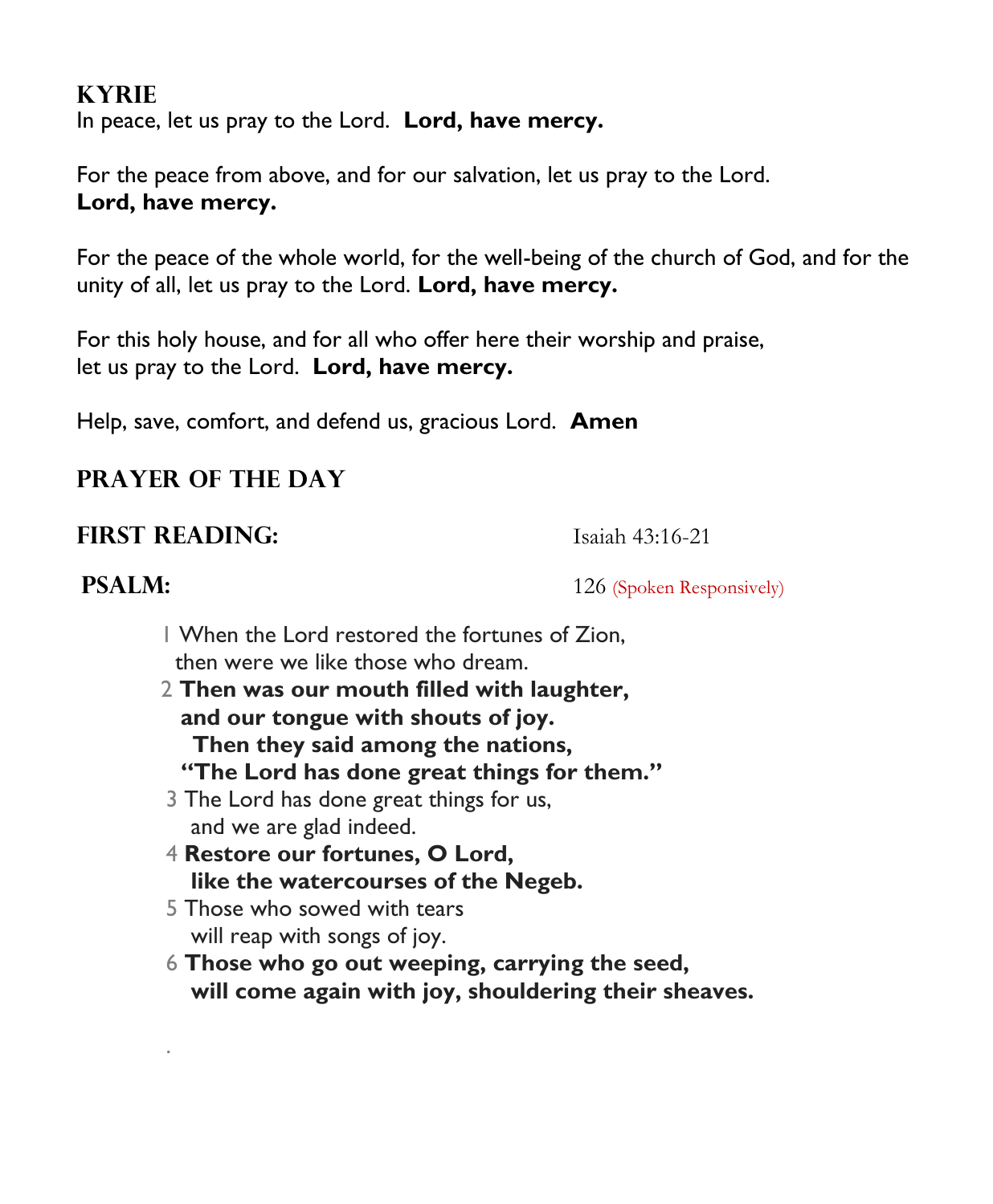## KYRIE

In peace, let us pray to the Lord. **Lord, have mercy.**

For the peace from above, and for our salvation, let us pray to the Lord.
**Lord, have mercy.**

For the peace of the whole world, for the well-being of the church of God, and for the unity of all, let us pray to the Lord. **Lord, have mercy.**

For this holy house, and for all who offer here their worship and praise,
let us pray to the Lord. **Lord, have mercy.**

Help, save, comfort, and defend us, gracious Lord. **Amen**

## PRAYER OF THE DAY

## FIRST READING: Isaiah 43:16-21

## PSALM: 126 (Spoken Responsively)

1 When the Lord restored the fortunes of Zion,
then were we like those who dream.

**2 Then was our mouth filled with laughter,**
**and our tongue with shouts of joy.**
**Then they said among the nations,**
**"The Lord has done great things for them."**

3 The Lord has done great things for us,
and we are glad indeed.

**4 Restore our fortunes, O Lord,**
**like the watercourses of the Negeb.**

5 Those who sowed with tears
will reap with songs of joy.

**6 Those who go out weeping, carrying the seed,**
**will come again with joy, shouldering their sheaves.**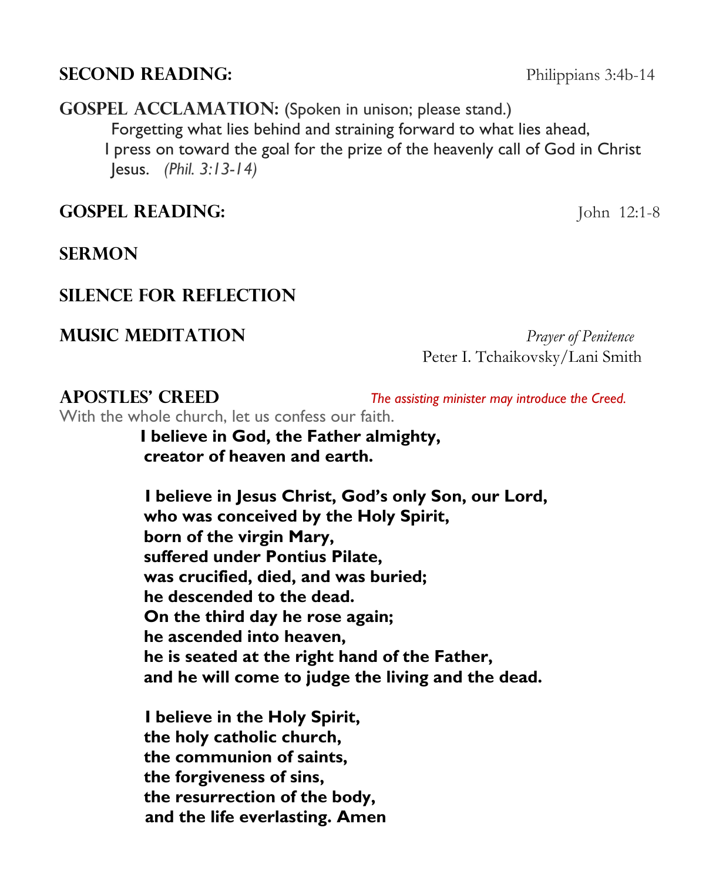## SECOND READING: Philippians 3:4b-14

## GOSPEL ACCLAMATION: (Spoken in unison; please stand.)

Forgetting what lies behind and straining forward to what lies ahead,
I press on toward the goal for the prize of the heavenly call of God in Christ Jesus. *(Phil. 3:13-14)*

## GOSPEL READING: John 12:1-8

## SERMON

## SILENCE FOR REFLECTION

## MUSIC MEDITATION

*Prayer of Penitence*
Peter I. Tchaikovsky/Lani Smith

## APOSTLES' CREED

*The assisting minister may introduce the Creed.*

With the whole church, let us confess our faith.

**I believe in God, the Father almighty,**
**creator of heaven and earth.**

**I believe in Jesus Christ, God's only Son, our Lord,**
**who was conceived by the Holy Spirit,**
**born of the virgin Mary,**
**suffered under Pontius Pilate,**
**was crucified, died, and was buried;**
**he descended to the dead.**
**On the third day he rose again;**
**he ascended into heaven,**
**he is seated at the right hand of the Father,**
**and he will come to judge the living and the dead.**

**I believe in the Holy Spirit,**
**the holy catholic church,**
**the communion of saints,**
**the forgiveness of sins,**
**the resurrection of the body,**
**and the life everlasting. Amen**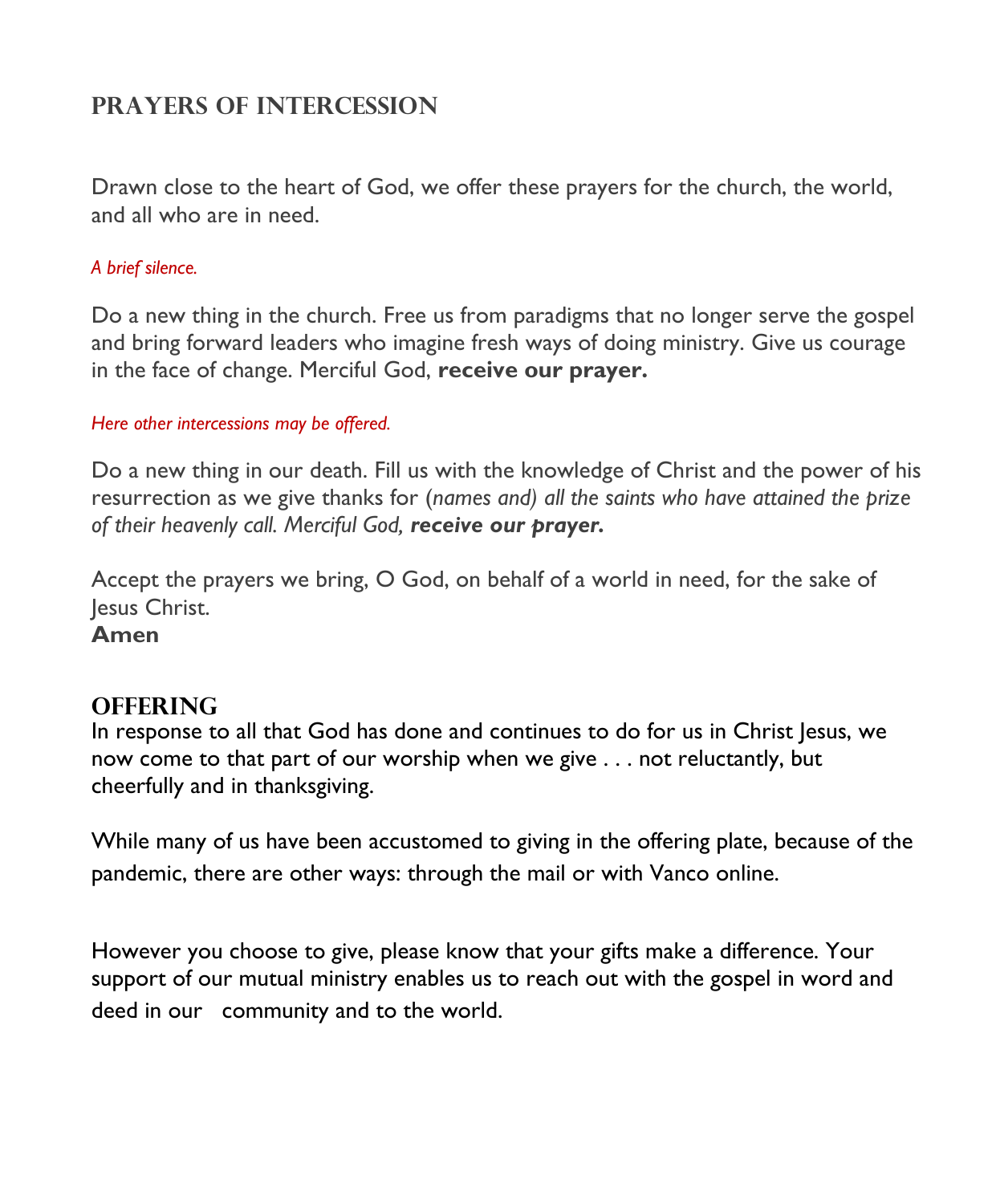## Prayers of Intercession

Drawn close to the heart of God, we offer these prayers for the church, the world, and all who are in need.

*A brief silence.*

Do a new thing in the church. Free us from paradigms that no longer serve the gospel and bring forward leaders who imagine fresh ways of doing ministry. Give us courage in the face of change. Merciful God, **receive our prayer.**

*Here other intercessions may be offered.*

Do a new thing in our death. Fill us with the knowledge of Christ and the power of his resurrection as we give thanks for (*names and) all the saints who have attained the prize of their heavenly call. Merciful God, **receive our prayer.***

Accept the prayers we bring, O God, on behalf of a world in need, for the sake of Jesus Christ.
**Amen**

## Offering

In response to all that God has done and continues to do for us in Christ Jesus, we now come to that part of our worship when we give . . . not reluctantly, but cheerfully and in thanksgiving.

While many of us have been accustomed to giving in the offering plate, because of the pandemic, there are other ways: through the mail or with Vanco online.

However you choose to give, please know that your gifts make a difference. Your support of our mutual ministry enables us to reach out with the gospel in word and deed in our community and to the world.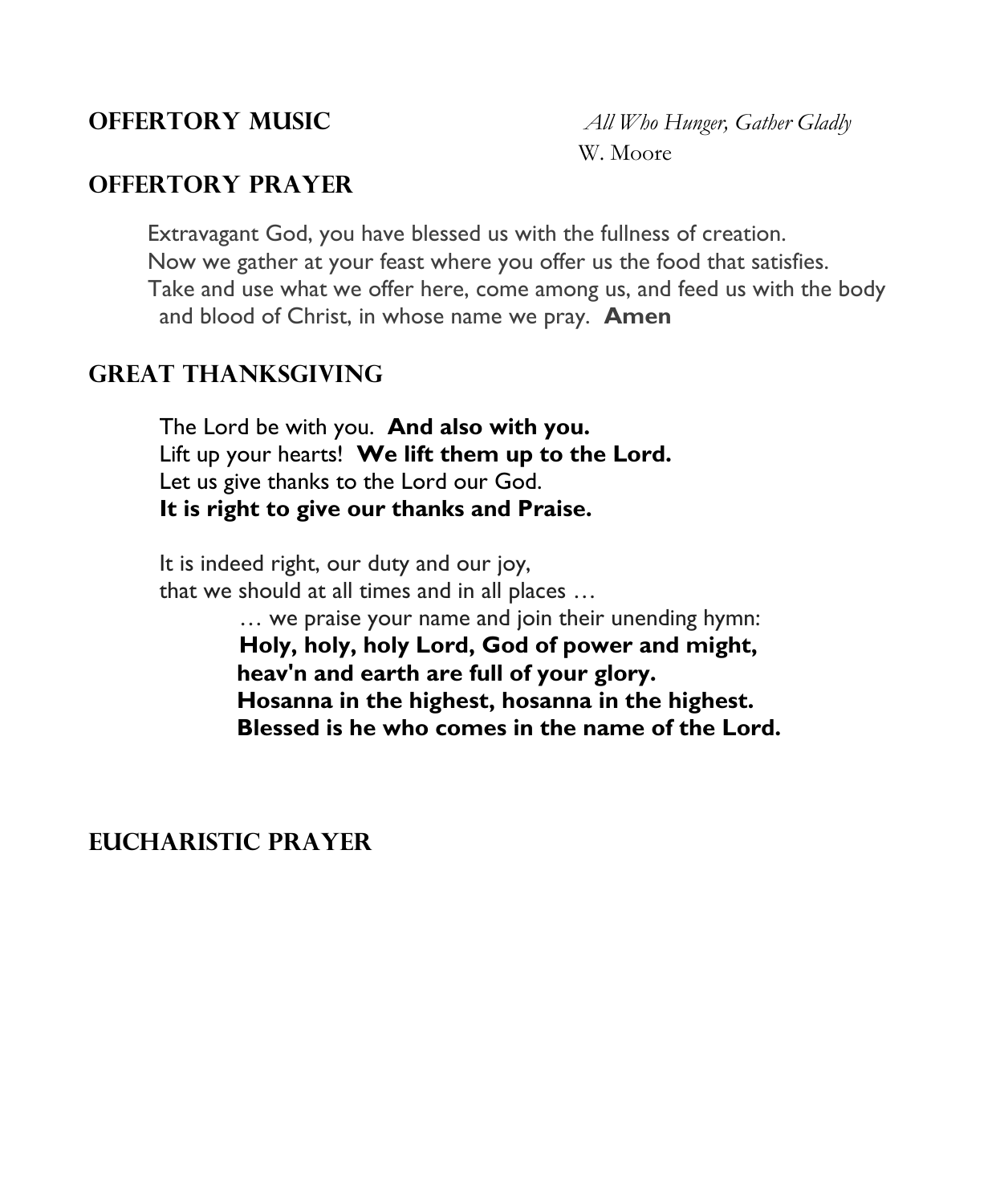## OFFERTORY MUSIC

*All Who Hunger, Gather Gladly*
W. Moore

## OFFERTORY PRAYER

Extravagant God, you have blessed us with the fullness of creation.
Now we gather at your feast where you offer us the food that satisfies.
Take and use what we offer here, come among us, and feed us with the body and blood of Christ, in whose name we pray. **Amen**

## GREAT THANKSGIVING

The Lord be with you. **And also with you.**
Lift up your hearts! **We lift them up to the Lord.**
Let us give thanks to the Lord our God.
**It is right to give our thanks and Praise.**

It is indeed right, our duty and our joy,
that we should at all times and in all places …

… we praise your name and join their unending hymn:
**Holy, holy, holy Lord, God of power and might,**
**heav'n and earth are full of your glory.**
**Hosanna in the highest, hosanna in the highest.**
**Blessed is he who comes in the name of the Lord.**

## EUCHARISTIC PRAYER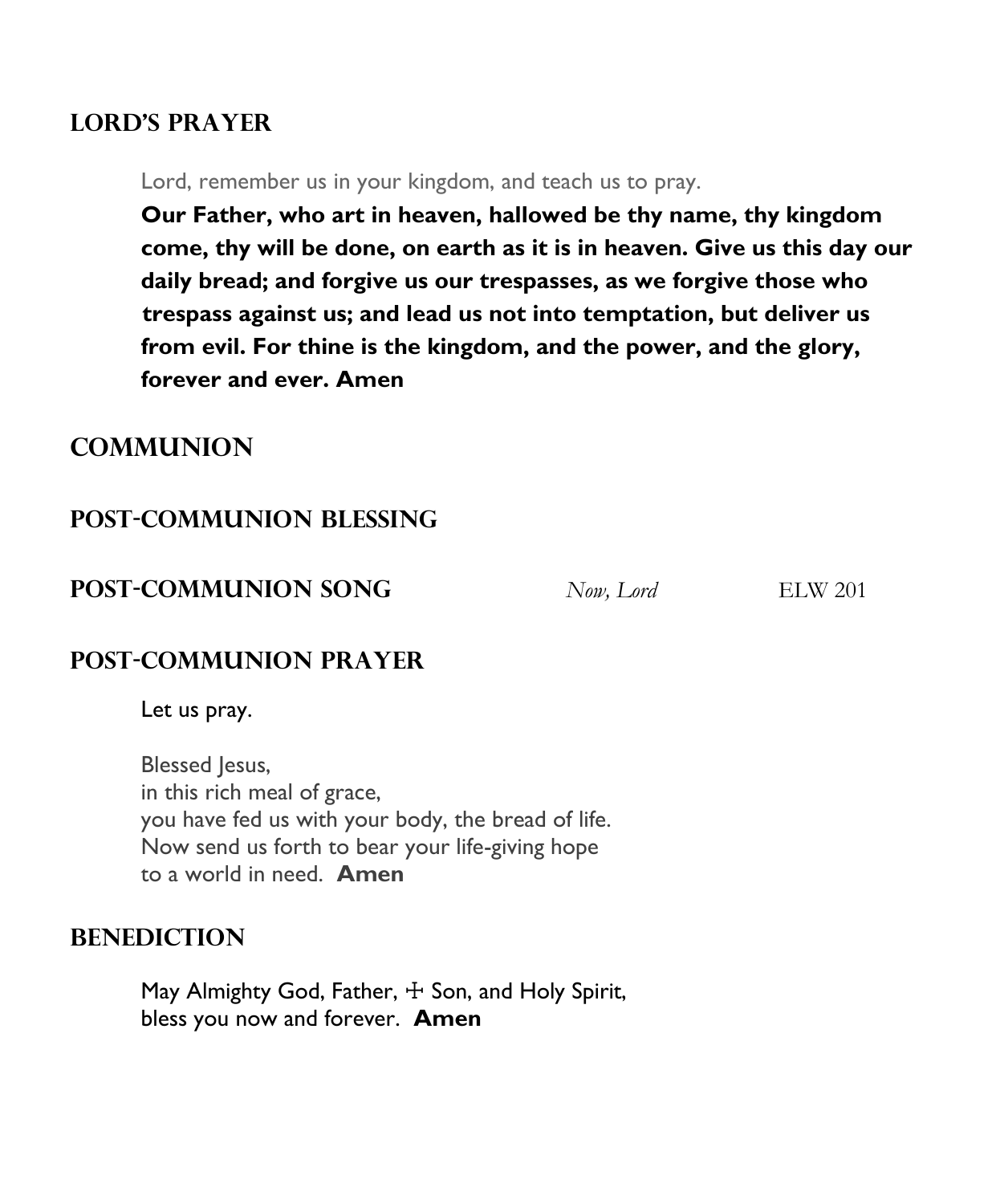## LORD'S PRAYER

Lord, remember us in your kingdom, and teach us to pray.

**Our Father, who art in heaven, hallowed be thy name, thy kingdom come, thy will be done, on earth as it is in heaven. Give us this day our daily bread; and forgive us our trespasses, as we forgive those who trespass against us; and lead us not into temptation, but deliver us from evil. For thine is the kingdom, and the power, and the glory, forever and ever. Amen**

## COMMUNION

## POST-COMMUNION BLESSING

## POST-COMMUNION SONG *Now, Lord* ELW 201

## POST-COMMUNION PRAYER

Let us pray.

Blessed Jesus,
in this rich meal of grace,
you have fed us with your body, the bread of life.
Now send us forth to bear your life-giving hope
to a world in need. **Amen**

## BENEDICTION

May Almighty God, Father, ☩ Son, and Holy Spirit,
bless you now and forever. **Amen**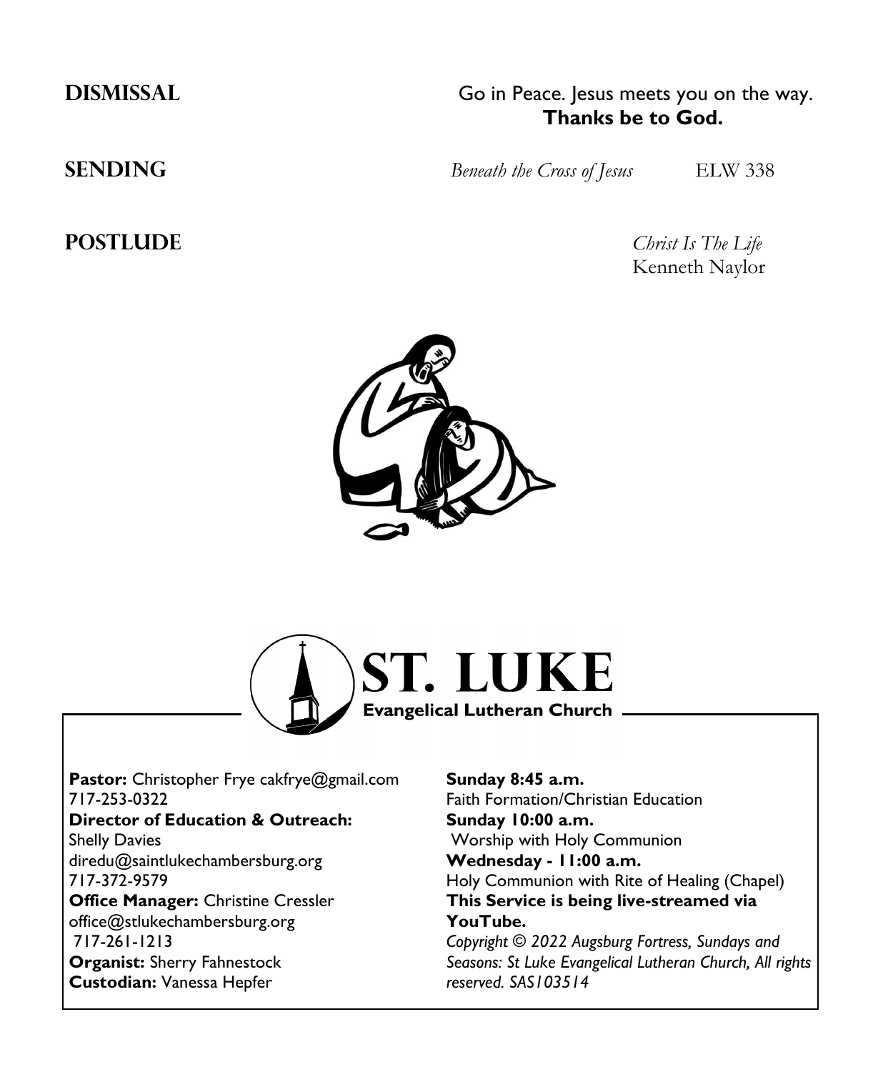**DISMISSAL** Go in Peace. Jesus meets you on the way.
**Thanks be to God.**

**SENDING** *Beneath the Cross of Jesus* ELW 338

**POSTLUDE** *Christ Is The Life*
Kenneth Naylor

# ST. LUKE
**Evangelical Lutheran Church**

**Pastor:** Christopher Frye cakfrye@gmail.com
717-253-0322
**Director of Education & Outreach:**
Shelly Davies
diredu@saintlukechambersburg.org
717-372-9579
**Office Manager:** Christine Cressler
office@stlukechambersburg.org
717-261-1213
**Organist:** Sherry Fahnestock
**Custodian:** Vanessa Hepfer

**Sunday 8:45 a.m.**
Faith Formation/Christian Education
**Sunday 10:00 a.m.**
Worship with Holy Communion
**Wednesday - 11:00 a.m.**
Holy Communion with Rite of Healing (Chapel)
**This Service is being live-streamed via YouTube.**
*Copyright © 2022 Augsburg Fortress, Sundays and Seasons: St Luke Evangelical Lutheran Church, All rights reserved. SAS103514*